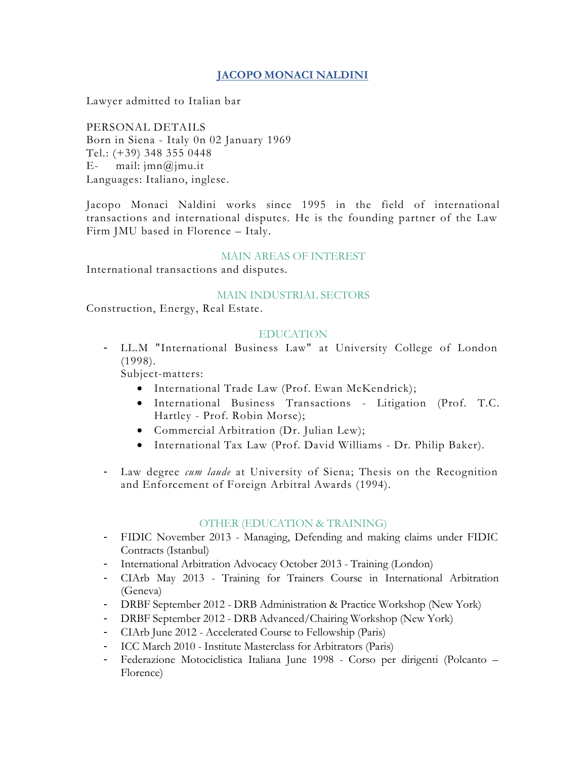# JACOPO MONACI NALDINI

Lawyer admitted to Italian bar

PERSONAL DETAILS
Born in Siena - Italy 0n 02 January 1969
Tel.: (+39) 348 355 0448
E- mail: jmn@jmu.it
Languages: Italiano, inglese.

Jacopo Monaci Naldini works since 1995 in the field of international transactions and international disputes. He is the founding partner of the Law Firm JMU based in Florence – Italy.

## MAIN AREAS OF INTEREST

International transactions and disputes.

## MAIN INDUSTRIAL SECTORS

Construction, Energy, Real Estate.

## EDUCATION

- LL.M "International Business Law" at University College of London (1998).
  Subject-matters:
  - International Trade Law (Prof. Ewan McKendrick);
  - International Business Transactions - Litigation (Prof. T.C. Hartley - Prof. Robin Morse);
  - Commercial Arbitration (Dr. Julian Lew);
  - International Tax Law (Prof. David Williams - Dr. Philip Baker).

- Law degree *cum laude* at University of Siena; Thesis on the Recognition and Enforcement of Foreign Arbitral Awards (1994).

## OTHER (EDUCATION & TRAINING)

- FIDIC November 2013 - Managing, Defending and making claims under FIDIC Contracts (Istanbul)
- International Arbitration Advocacy October 2013 - Training (London)
- CIArb May 2013 - Training for Trainers Course in International Arbitration (Geneva)
- DRBF September 2012 - DRB Administration & Practice Workshop (New York)
- DRBF September 2012 - DRB Advanced/Chairing Workshop (New York)
- CIArb June 2012 - Accelerated Course to Fellowship (Paris)
- ICC March 2010 - Institute Masterclass for Arbitrators (Paris)
- Federazione Motociclistica Italiana June 1998 - Corso per dirigenti (Polcanto – Florence)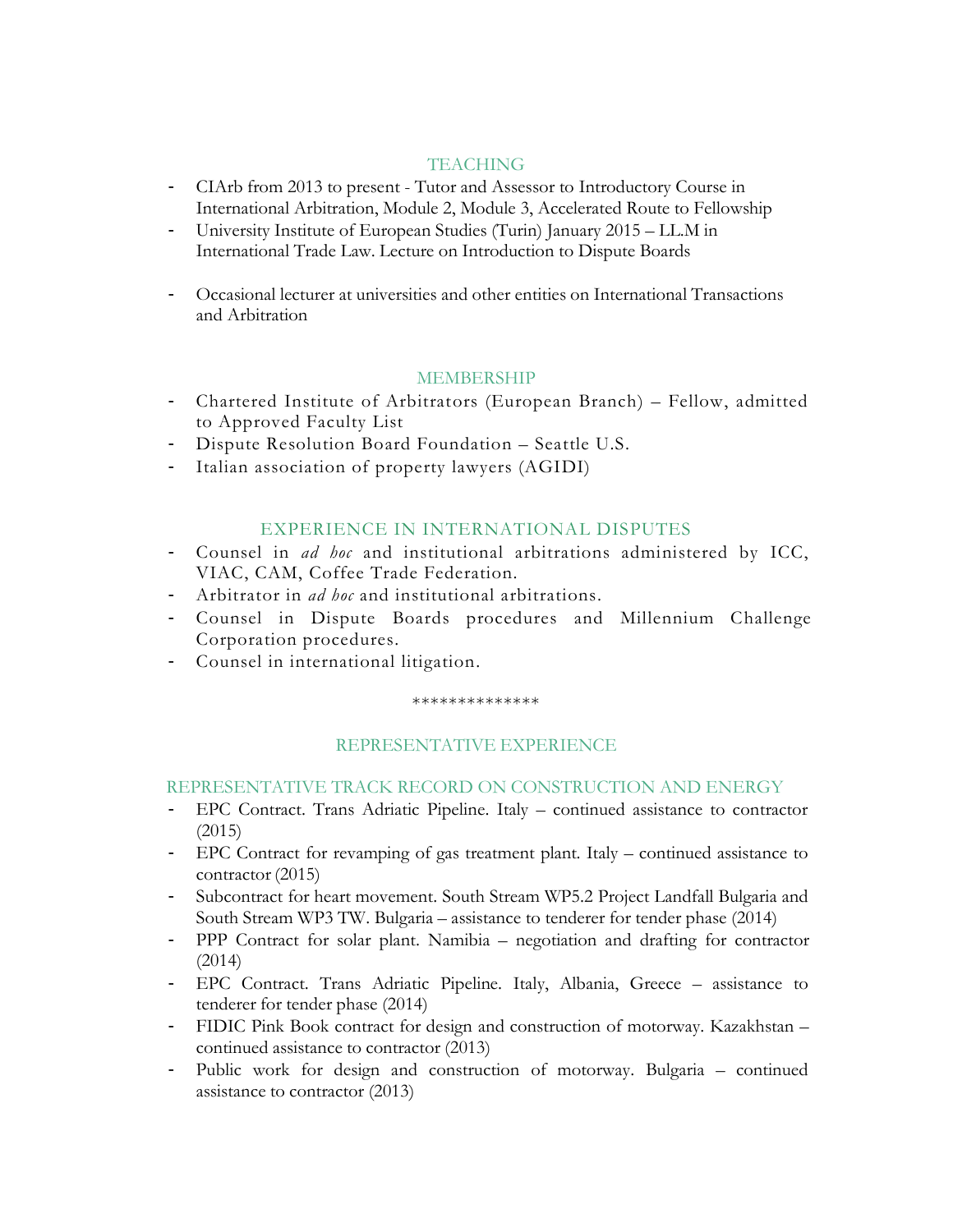## TEACHING

- CIArb from 2013 to present - Tutor and Assessor to Introductory Course in International Arbitration, Module 2, Module 3, Accelerated Route to Fellowship
- University Institute of European Studies (Turin) January 2015 – LL.M in International Trade Law. Lecture on Introduction to Dispute Boards
- Occasional lecturer at universities and other entities on International Transactions and Arbitration

## MEMBERSHIP

- Chartered Institute of Arbitrators (European Branch) – Fellow, admitted to Approved Faculty List
- Dispute Resolution Board Foundation – Seattle U.S.
- Italian association of property lawyers (AGIDI)

## EXPERIENCE IN INTERNATIONAL DISPUTES

- Counsel in *ad hoc* and institutional arbitrations administered by ICC, VIAC, CAM, Coffee Trade Federation.
- Arbitrator in *ad hoc* and institutional arbitrations.
- Counsel in Dispute Boards procedures and Millennium Challenge Corporation procedures.
- Counsel in international litigation.

**************

## REPRESENTATIVE EXPERIENCE

### REPRESENTATIVE TRACK RECORD ON CONSTRUCTION AND ENERGY

- EPC Contract. Trans Adriatic Pipeline. Italy – continued assistance to contractor (2015)
- EPC Contract for revamping of gas treatment plant. Italy – continued assistance to contractor (2015)
- Subcontract for heart movement. South Stream WP5.2 Project Landfall Bulgaria and South Stream WP3 TW. Bulgaria – assistance to tenderer for tender phase (2014)
- PPP Contract for solar plant. Namibia – negotiation and drafting for contractor (2014)
- EPC Contract. Trans Adriatic Pipeline. Italy, Albania, Greece – assistance to tenderer for tender phase (2014)
- FIDIC Pink Book contract for design and construction of motorway. Kazakhstan – continued assistance to contractor (2013)
- Public work for design and construction of motorway. Bulgaria – continued assistance to contractor (2013)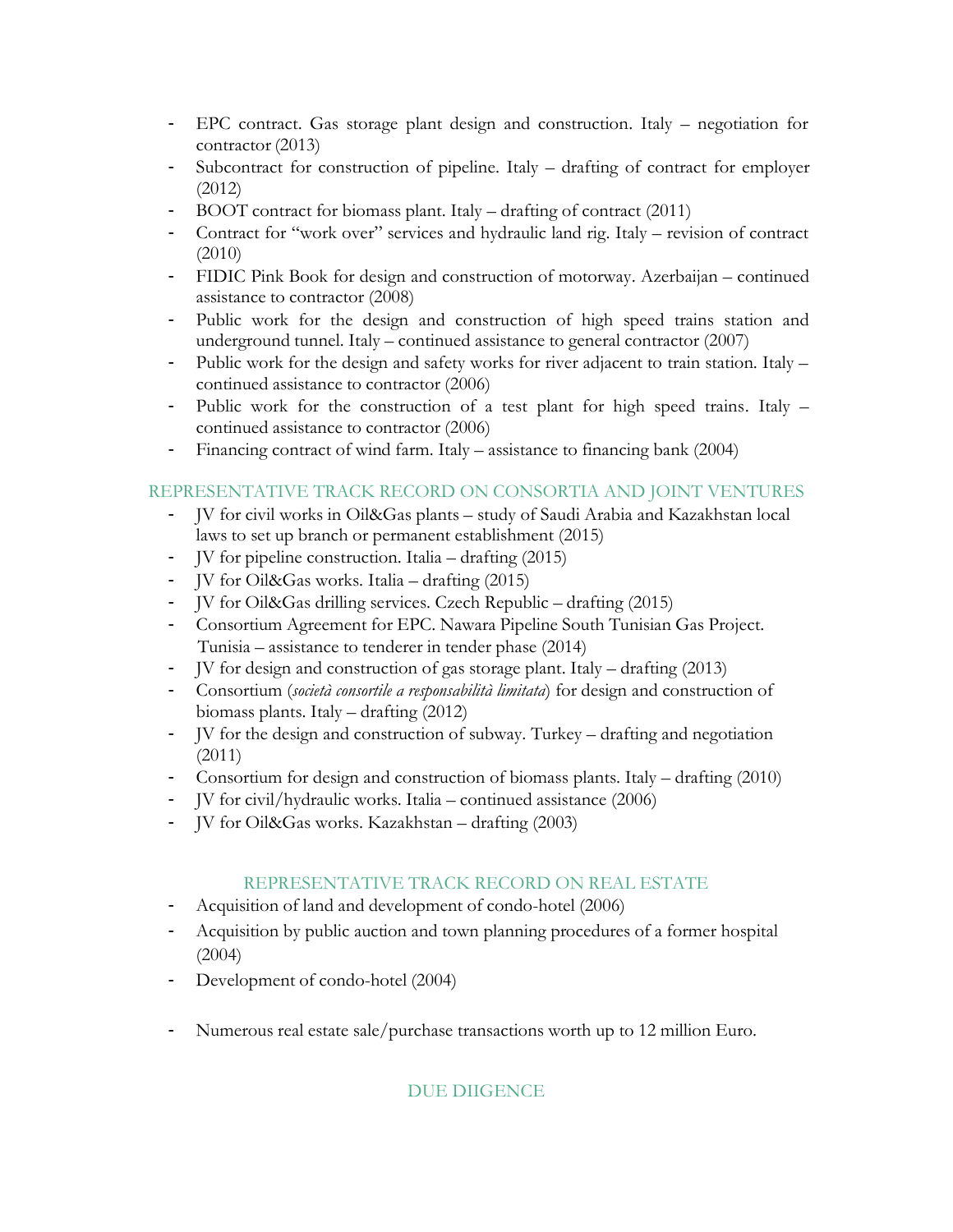- EPC contract. Gas storage plant design and construction. Italy – negotiation for contractor (2013)
- Subcontract for construction of pipeline. Italy – drafting of contract for employer (2012)
- BOOT contract for biomass plant. Italy – drafting of contract (2011)
- Contract for "work over" services and hydraulic land rig. Italy – revision of contract (2010)
- FIDIC Pink Book for design and construction of motorway. Azerbaijan – continued assistance to contractor (2008)
- Public work for the design and construction of high speed trains station and underground tunnel. Italy – continued assistance to general contractor (2007)
- Public work for the design and safety works for river adjacent to train station. Italy – continued assistance to contractor (2006)
- Public work for the construction of a test plant for high speed trains. Italy – continued assistance to contractor (2006)
- Financing contract of wind farm. Italy – assistance to financing bank (2004)

## REPRESENTATIVE TRACK RECORD ON CONSORTIA AND JOINT VENTURES

- JV for civil works in Oil&Gas plants – study of Saudi Arabia and Kazakhstan local laws to set up branch or permanent establishment (2015)
- JV for pipeline construction. Italia – drafting (2015)
- JV for Oil&Gas works. Italia – drafting (2015)
- JV for Oil&Gas drilling services. Czech Republic – drafting (2015)
- Consortium Agreement for EPC. Nawara Pipeline South Tunisian Gas Project. Tunisia – assistance to tenderer in tender phase (2014)
- JV for design and construction of gas storage plant. Italy – drafting (2013)
- Consortium (*società consortile a responsabilità limitata*) for design and construction of biomass plants. Italy – drafting (2012)
- JV for the design and construction of subway. Turkey – drafting and negotiation (2011)
- Consortium for design and construction of biomass plants. Italy – drafting (2010)
- JV for civil/hydraulic works. Italia – continued assistance (2006)
- JV for Oil&Gas works. Kazakhstan – drafting (2003)

## REPRESENTATIVE TRACK RECORD ON REAL ESTATE

- Acquisition of land and development of condo-hotel (2006)
- Acquisition by public auction and town planning procedures of a former hospital (2004)
- Development of condo-hotel (2004)
- Numerous real estate sale/purchase transactions worth up to 12 million Euro.

## DUE DIIGENCE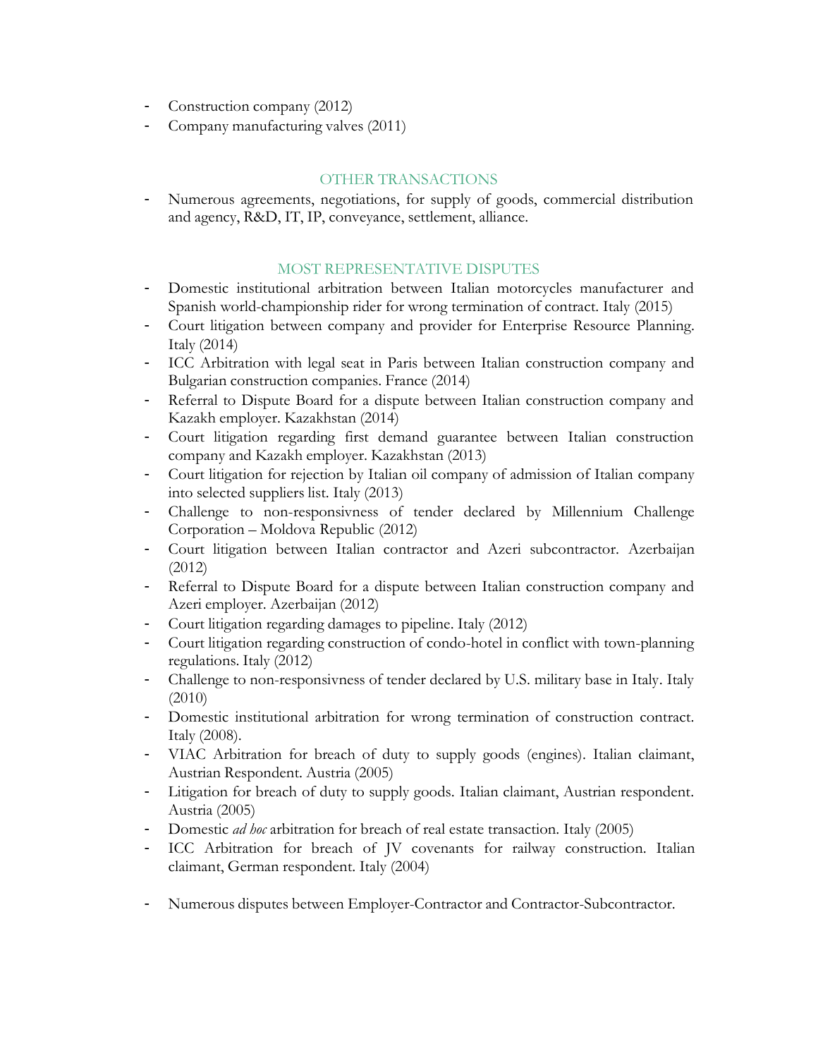- Construction company (2012)
- Company manufacturing valves (2011)

## OTHER TRANSACTIONS

- Numerous agreements, negotiations, for supply of goods, commercial distribution and agency, R&D, IT, IP, conveyance, settlement, alliance.

## MOST REPRESENTATIVE DISPUTES

- Domestic institutional arbitration between Italian motorcycles manufacturer and Spanish world-championship rider for wrong termination of contract. Italy (2015)
- Court litigation between company and provider for Enterprise Resource Planning. Italy (2014)
- ICC Arbitration with legal seat in Paris between Italian construction company and Bulgarian construction companies. France (2014)
- Referral to Dispute Board for a dispute between Italian construction company and Kazakh employer. Kazakhstan (2014)
- Court litigation regarding first demand guarantee between Italian construction company and Kazakh employer. Kazakhstan (2013)
- Court litigation for rejection by Italian oil company of admission of Italian company into selected suppliers list. Italy (2013)
- Challenge to non-responsivness of tender declared by Millennium Challenge Corporation – Moldova Republic (2012)
- Court litigation between Italian contractor and Azeri subcontractor. Azerbaijan (2012)
- Referral to Dispute Board for a dispute between Italian construction company and Azeri employer. Azerbaijan (2012)
- Court litigation regarding damages to pipeline. Italy (2012)
- Court litigation regarding construction of condo-hotel in conflict with town-planning regulations. Italy (2012)
- Challenge to non-responsivness of tender declared by U.S. military base in Italy. Italy (2010)
- Domestic institutional arbitration for wrong termination of construction contract. Italy (2008).
- VIAC Arbitration for breach of duty to supply goods (engines). Italian claimant, Austrian Respondent. Austria (2005)
- Litigation for breach of duty to supply goods. Italian claimant, Austrian respondent. Austria (2005)
- Domestic *ad hoc* arbitration for breach of real estate transaction. Italy (2005)
- ICC Arbitration for breach of JV covenants for railway construction. Italian claimant, German respondent. Italy (2004)
- Numerous disputes between Employer-Contractor and Contractor-Subcontractor.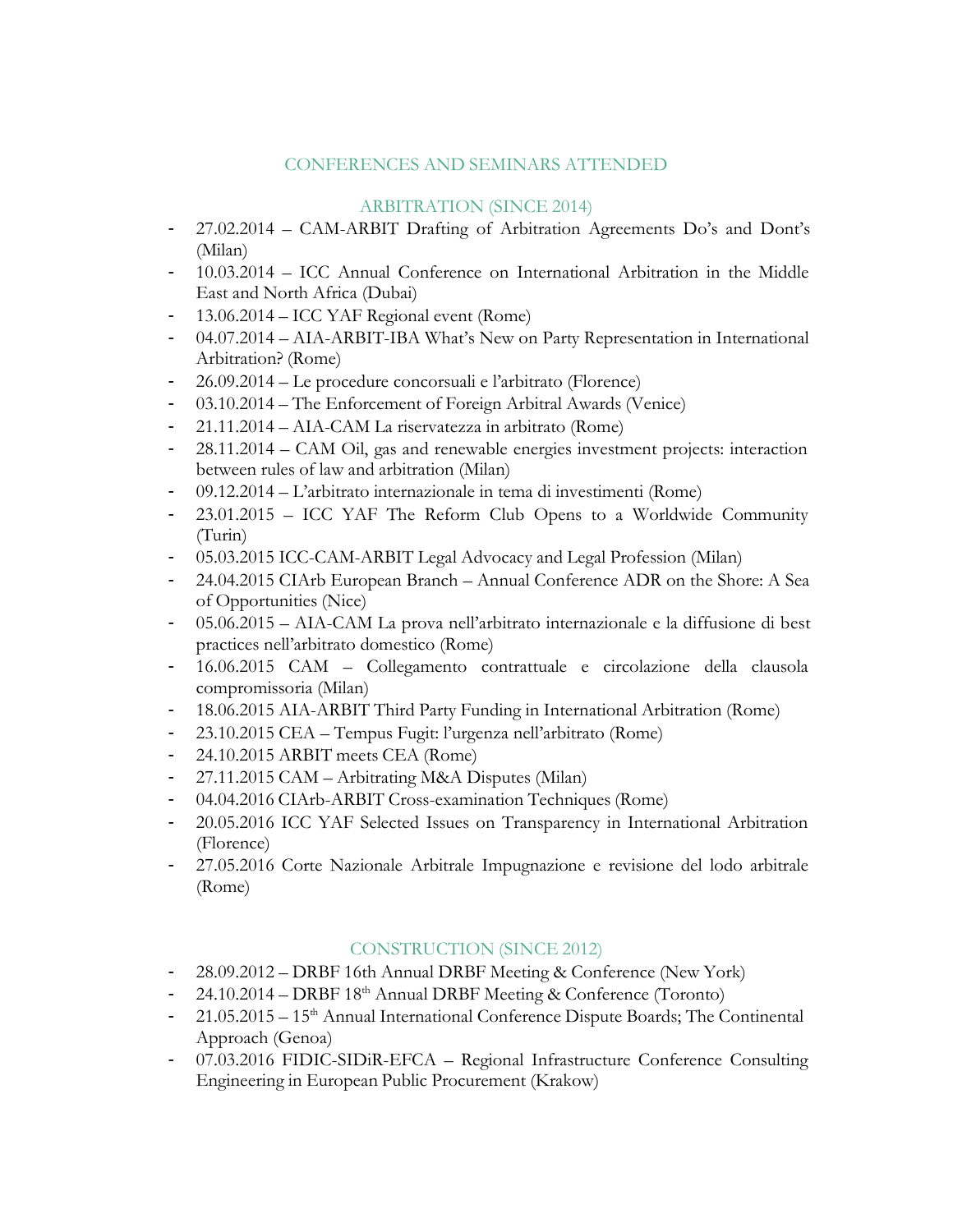## CONFERENCES AND SEMINARS ATTENDED

### ARBITRATION (SINCE 2014)

- 27.02.2014 – CAM-ARBIT Drafting of Arbitration Agreements Do's and Dont's (Milan)
- 10.03.2014 – ICC Annual Conference on International Arbitration in the Middle East and North Africa (Dubai)
- 13.06.2014 – ICC YAF Regional event (Rome)
- 04.07.2014 – AIA-ARBIT-IBA What's New on Party Representation in International Arbitration? (Rome)
- 26.09.2014 – Le procedure concorsuali e l'arbitrato (Florence)
- 03.10.2014 – The Enforcement of Foreign Arbitral Awards (Venice)
- 21.11.2014 – AIA-CAM La riservatezza in arbitrato (Rome)
- 28.11.2014 – CAM Oil, gas and renewable energies investment projects: interaction between rules of law and arbitration (Milan)
- 09.12.2014 – L'arbitrato internazionale in tema di investimenti (Rome)
- 23.01.2015 – ICC YAF The Reform Club Opens to a Worldwide Community (Turin)
- 05.03.2015 ICC-CAM-ARBIT Legal Advocacy and Legal Profession (Milan)
- 24.04.2015 CIArb European Branch – Annual Conference ADR on the Shore: A Sea of Opportunities (Nice)
- 05.06.2015 – AIA-CAM La prova nell'arbitrato internazionale e la diffusione di best practices nell'arbitrato domestico (Rome)
- 16.06.2015 CAM – Collegamento contrattuale e circolazione della clausola compromissoria (Milan)
- 18.06.2015 AIA-ARBIT Third Party Funding in International Arbitration (Rome)
- 23.10.2015 CEA – Tempus Fugit: l'urgenza nell'arbitrato (Rome)
- 24.10.2015 ARBIT meets CEA (Rome)
- 27.11.2015 CAM – Arbitrating M&A Disputes (Milan)
- 04.04.2016 CIArb-ARBIT Cross-examination Techniques (Rome)
- 20.05.2016 ICC YAF Selected Issues on Transparency in International Arbitration (Florence)
- 27.05.2016 Corte Nazionale Arbitrale Impugnazione e revisione del lodo arbitrale (Rome)

### CONSTRUCTION (SINCE 2012)

- 28.09.2012 – DRBF 16th Annual DRBF Meeting & Conference (New York)
- 24.10.2014 – DRBF 18th Annual DRBF Meeting & Conference (Toronto)
- 21.05.2015 – 15th Annual International Conference Dispute Boards; The Continental Approach (Genoa)
- 07.03.2016 FIDIC-SIDiR-EFCA – Regional Infrastructure Conference Consulting Engineering in European Public Procurement (Krakow)